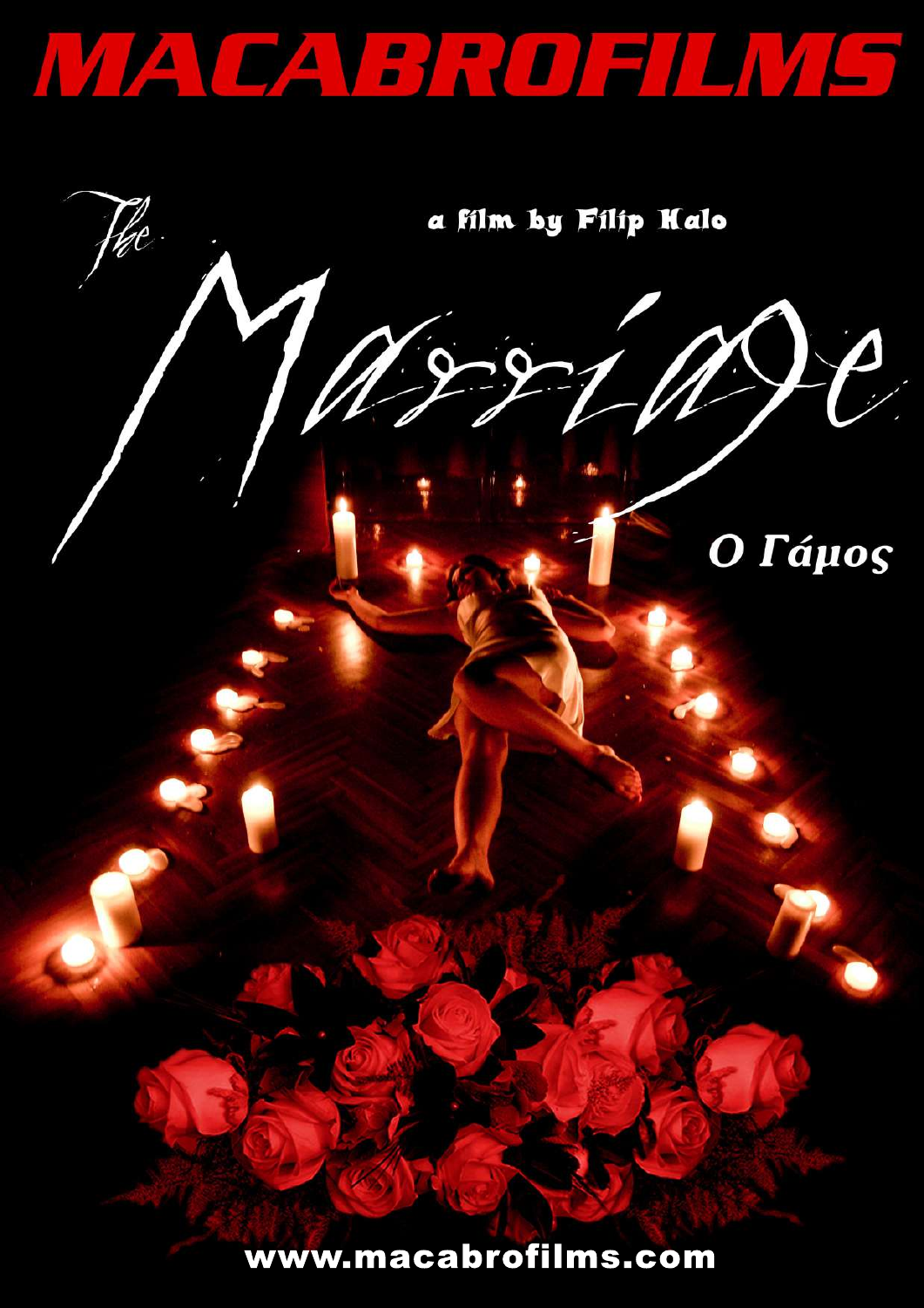# MACABROFILMS

a film by Filip Kalo

# The Marriage

Ο Γάμος

www.macabrofilms.com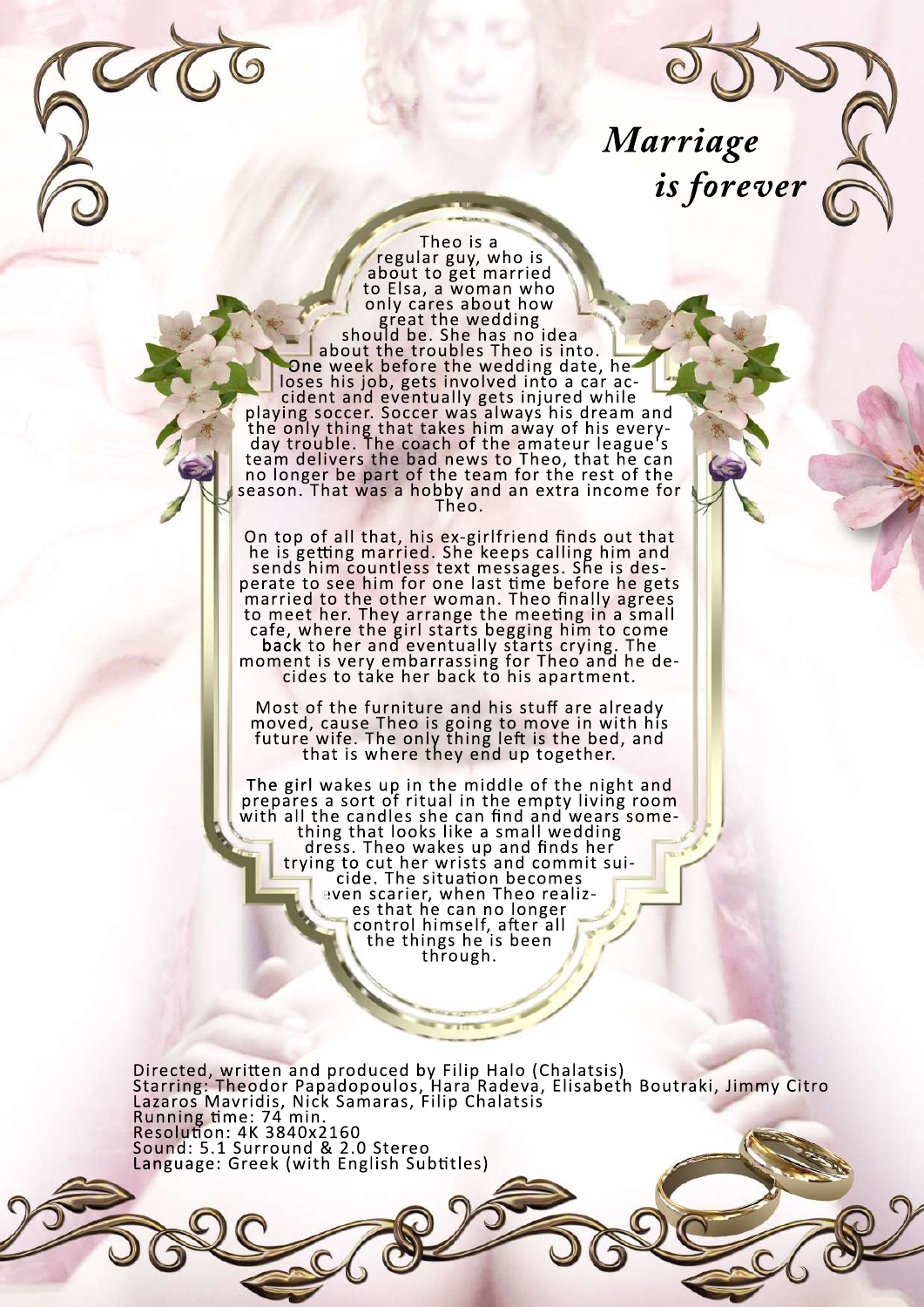# *Marriage is forever*

Theo is a regular guy, who is about to get married to Elsa, a woman who only cares about how great the wedding should be. She has no idea about the troubles Theo is into. One week before the wedding date, he loses his job, gets involved into a car accident and eventually gets injured while playing soccer. Soccer was always his dream and the only thing that takes him away of his everyday trouble. The coach of the amateur league's team delivers the bad news to Theo, that he can no longer be part of the team for the rest of the season. That was a hobby and an extra income for Theo.

On top of all that, his ex-girlfriend finds out that he is getting married. She keeps calling him and sends him countless text messages. She is desperate to see him for one last time before he gets married to the other woman. Theo finally agrees to meet her. They arrange the meeting in a small cafe, where the girl starts begging him to come back to her and eventually starts crying. The moment is very embarrassing for Theo and he decides to take her back to his apartment.

Most of the furniture and his stuff are already moved, cause Theo is going to move in with his future wife. The only thing left is the bed, and that is where they end up together.

The girl wakes up in the middle of the night and prepares a sort of ritual in the empty living room with all the candles she can find and wears something that looks like a small wedding dress. Theo wakes up and finds her trying to cut her wrists and commit suicide. The situation becomes even scarier, when Theo realizes that he can no longer control himself, after all the things he is been through.

Directed, written and produced by Filip Halo (Chalatsis)
Starring: Theodor Papadopoulos, Hara Radeva, Elisabeth Boutraki, Jimmy Citro Lazaros Mavridis, Nick Samaras, Filip Chalatsis
Running time: 74 min.
Resolution: 4K 3840x2160
Sound: 5.1 Surround & 2.0 Stereo
Language: Greek (with English Subtitles)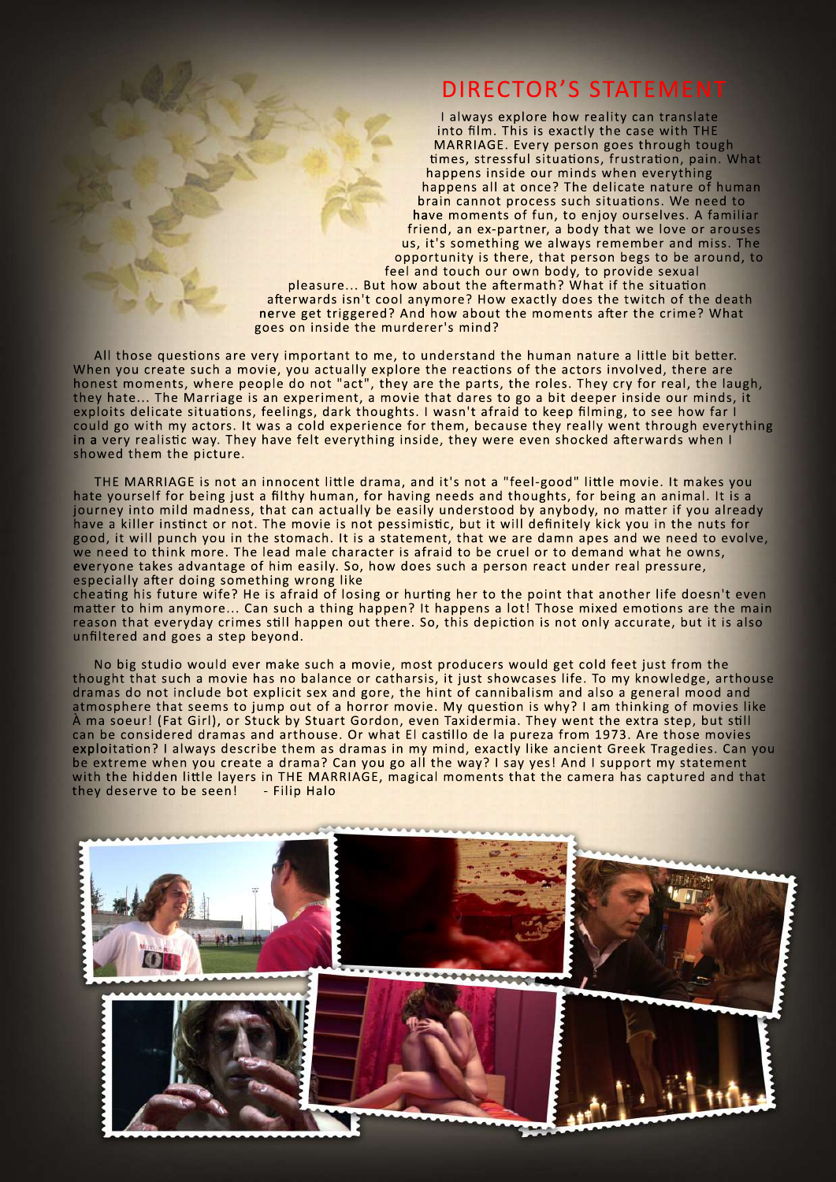# DIRECTOR'S STATEMENT

I always explore how reality can translate into film. This is exactly the case with THE MARRIAGE. Every person goes through tough times, stressful situations, frustration, pain. What happens inside our minds when everything happens all at once? The delicate nature of human brain cannot process such situations. We need to have moments of fun, to enjoy ourselves. A familiar friend, an ex-partner, a body that we love or arouses us, it's something we always remember and miss. The opportunity is there, that person begs to be around, to feel and touch our own body, to provide sexual pleasure... But how about the aftermath? What if the situation afterwards isn't cool anymore? How exactly does the twitch of the death nerve get triggered? And how about the moments after the crime? What goes on inside the murderer's mind?

All those questions are very important to me, to understand the human nature a little bit better. When you create such a movie, you actually explore the reactions of the actors involved, there are honest moments, where people do not "act", they are the parts, the roles. They cry for real, the laugh, they hate... The Marriage is an experiment, a movie that dares to go a bit deeper inside our minds, it exploits delicate situations, feelings, dark thoughts. I wasn't afraid to keep filming, to see how far I could go with my actors. It was a cold experience for them, because they really went through everything in a very realistic way. They have felt everything inside, they were even shocked afterwards when I showed them the picture.

THE MARRIAGE is not an innocent little drama, and it's not a "feel-good" little movie. It makes you hate yourself for being just a filthy human, for having needs and thoughts, for being an animal. It is a journey into mild madness, that can actually be easily understood by anybody, no matter if you already have a killer instinct or not. The movie is not pessimistic, but it will definitely kick you in the nuts for good, it will punch you in the stomach. It is a statement, that we are damn apes and we need to evolve, we need to think more. The lead male character is afraid to be cruel or to demand what he owns, everyone takes advantage of him easily. So, how does such a person react under real pressure, especially after doing something wrong like cheating his future wife? He is afraid of losing or hurting her to the point that another life doesn't even matter to him anymore... Can such a thing happen? It happens a lot! Those mixed emotions are the main reason that everyday crimes still happen out there. So, this depiction is not only accurate, but it is also unfiltered and goes a step beyond.

No big studio would ever make such a movie, most producers would get cold feet just from the thought that such a movie has no balance or catharsis, it just showcases life. To my knowledge, arthouse dramas do not include bot explicit sex and gore, the hint of cannibalism and also a general mood and atmosphere that seems to jump out of a horror movie. My question is why? I am thinking of movies like À ma soeur! (Fat Girl), or Stuck by Stuart Gordon, even Taxidermia. They went the extra step, but still can be considered dramas and arthouse. Or what El castillo de la pureza from 1973. Are those movies exploitation? I always describe them as dramas in my mind, exactly like ancient Greek Tragedies. Can you be extreme when you create a drama? Can you go all the way? I say yes! And I support my statement with the hidden little layers in THE MARRIAGE, magical moments that the camera has captured and that they deserve to be seen! - Filip Halo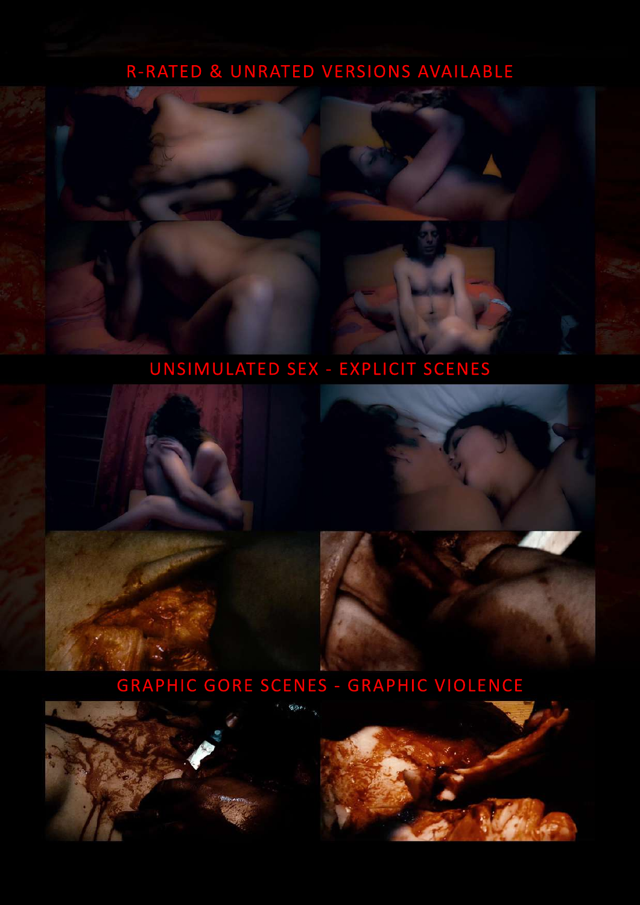R-RATED & UNRATED VERSIONS AVAILABLE

UNSIMULATED SEX - EXPLICIT SCENES

GRAPHIC GORE SCENES - GRAPHIC VIOLENCE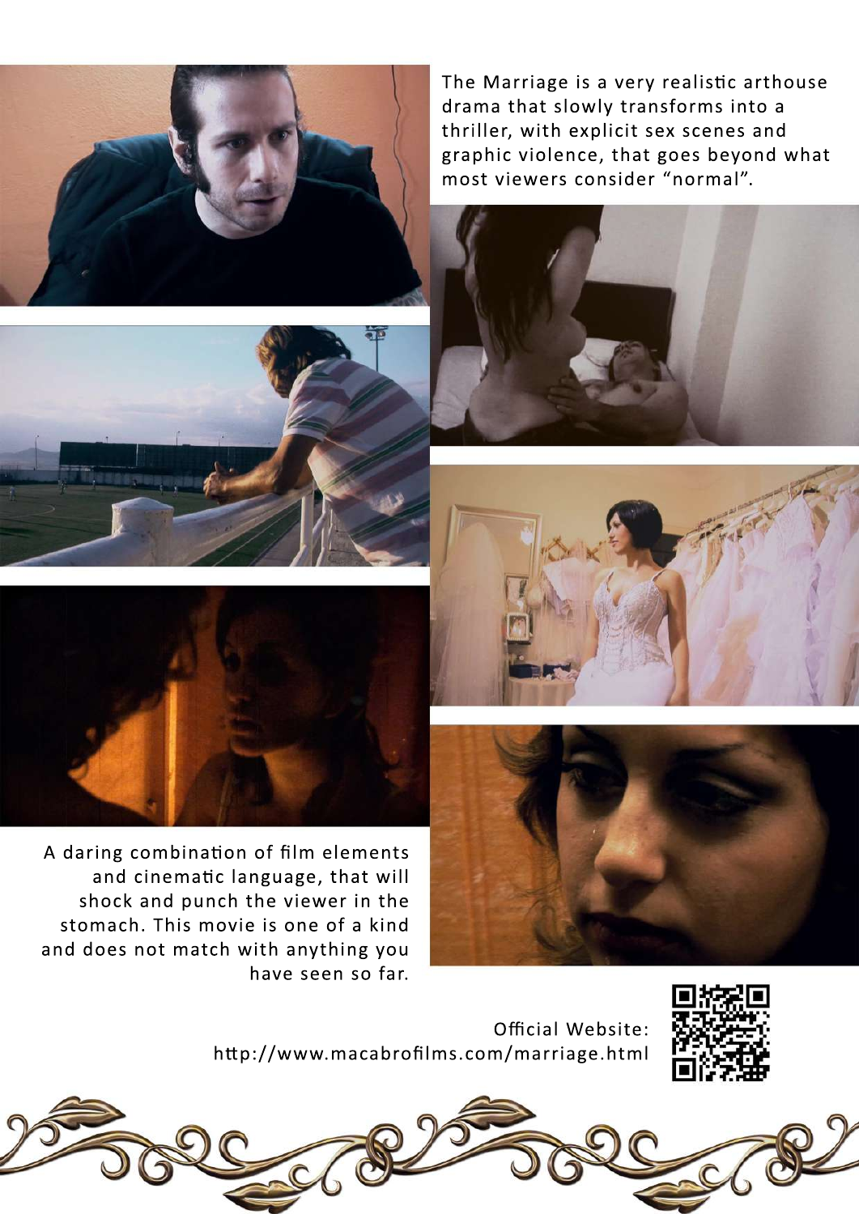The Marriage is a very realistic arthouse drama that slowly transforms into a thriller, with explicit sex scenes and graphic violence, that goes beyond what most viewers consider "normal".

A daring combination of film elements and cinematic language, that will shock and punch the viewer in the stomach. This movie is one of a kind and does not match with anything you have seen so far.

Official Website:
http://www.macabrofilms.com/marriage.html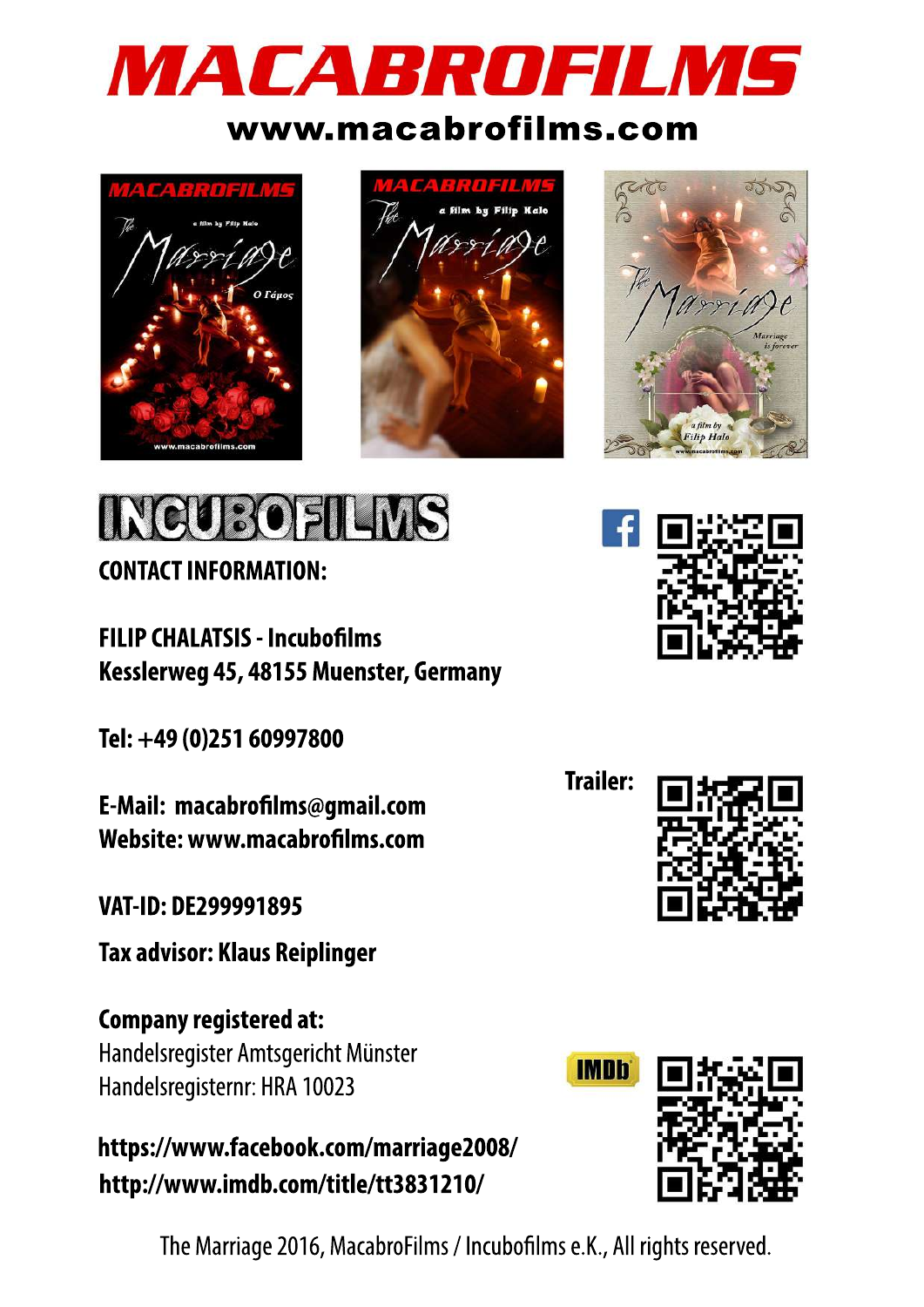# MACABROFILMS

**www.macabrofilms.com**

INCUBOFILMS

**CONTACT INFORMATION:**

**FILIP CHALATSIS - Incubofilms**
**Kesslerweg 45, 48155 Muenster, Germany**

**Tel: +49 (0)251 60997800**

**E-Mail: macabrofilms@gmail.com**
**Website: www.macabrofilms.com**

**VAT-ID: DE299991895**

**Tax advisor: Klaus Reiplinger**

**Company registered at:**
Handelsregister Amtsgericht Münster
Handelsregisternr: HRA 10023

**https://www.facebook.com/marriage2008/**
**http://www.imdb.com/title/tt3831210/**

**Trailer:**

IMDb

The Marriage 2016, MacabroFilms / Incubofilms e.K., All rights reserved.